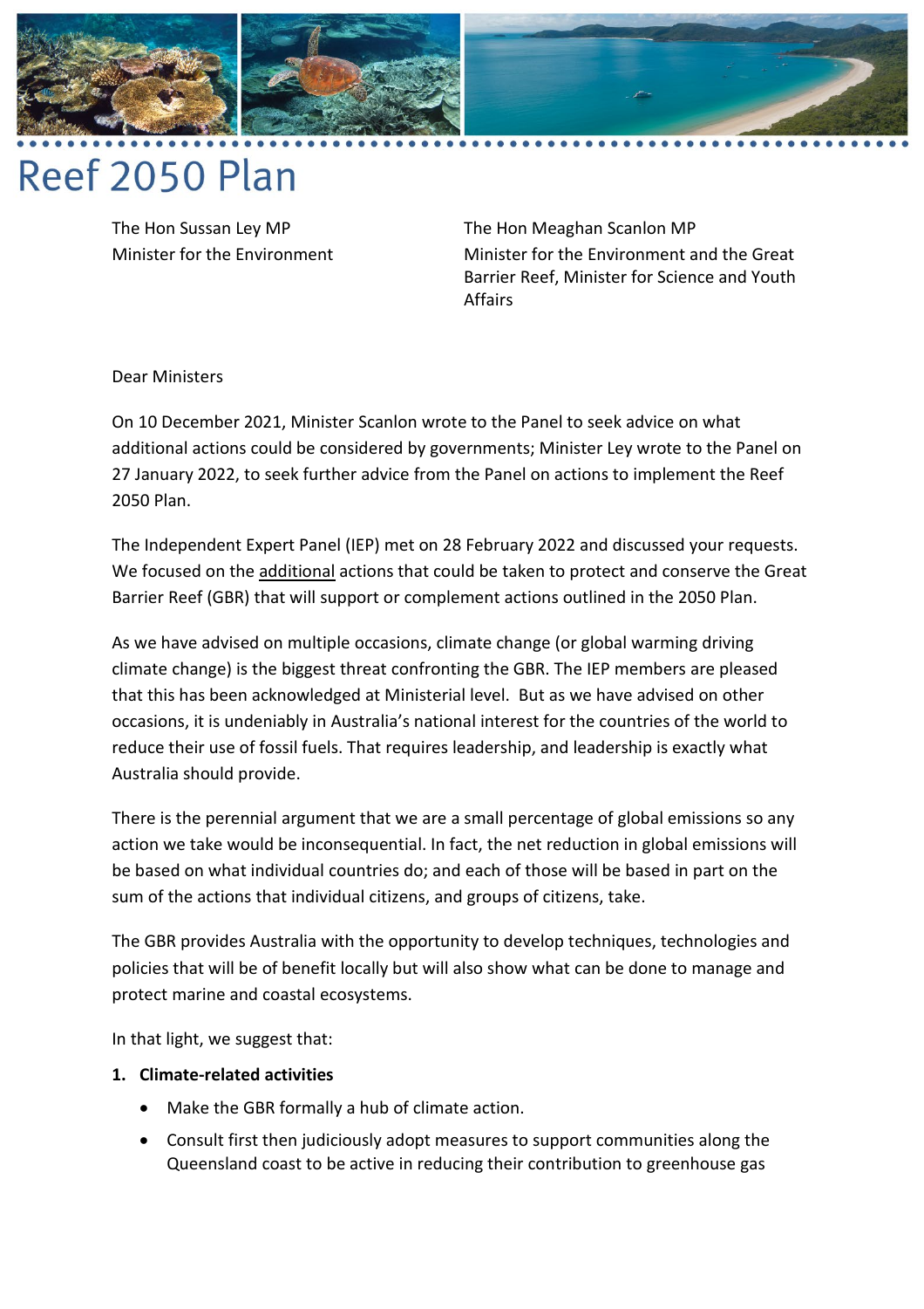# Reef 2050 Plan

The Hon Sussan Ley MP
Minister for the Environment

The Hon Meaghan Scanlon MP
Minister for the Environment and the Great Barrier Reef, Minister for Science and Youth Affairs

Dear Ministers

On 10 December 2021, Minister Scanlon wrote to the Panel to seek advice on what additional actions could be considered by governments; Minister Ley wrote to the Panel on 27 January 2022, to seek further advice from the Panel on actions to implement the Reef 2050 Plan.

The Independent Expert Panel (IEP) met on 28 February 2022 and discussed your requests. We focused on the additional actions that could be taken to protect and conserve the Great Barrier Reef (GBR) that will support or complement actions outlined in the 2050 Plan.

As we have advised on multiple occasions, climate change (or global warming driving climate change) is the biggest threat confronting the GBR. The IEP members are pleased that this has been acknowledged at Ministerial level. But as we have advised on other occasions, it is undeniably in Australia's national interest for the countries of the world to reduce their use of fossil fuels. That requires leadership, and leadership is exactly what Australia should provide.

There is the perennial argument that we are a small percentage of global emissions so any action we take would be inconsequential. In fact, the net reduction in global emissions will be based on what individual countries do; and each of those will be based in part on the sum of the actions that individual citizens, and groups of citizens, take.

The GBR provides Australia with the opportunity to develop techniques, technologies and policies that will be of benefit locally but will also show what can be done to manage and protect marine and coastal ecosystems.

In that light, we suggest that:

1. **Climate-related activities**
   - Make the GBR formally a hub of climate action.
   - Consult first then judiciously adopt measures to support communities along the Queensland coast to be active in reducing their contribution to greenhouse gas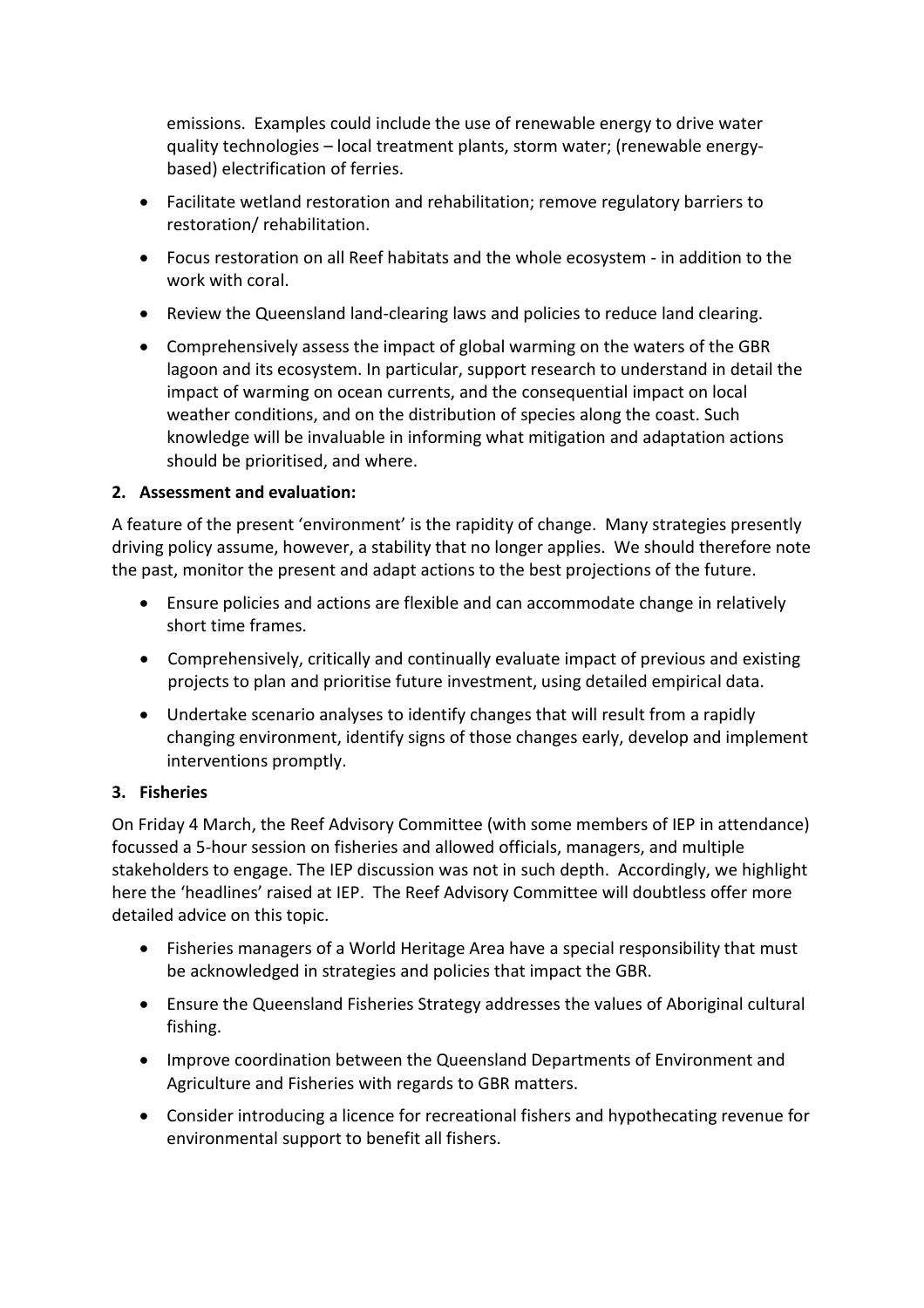emissions. Examples could include the use of renewable energy to drive water quality technologies – local treatment plants, storm water; (renewable energy-based) electrification of ferries.

- Facilitate wetland restoration and rehabilitation; remove regulatory barriers to restoration/ rehabilitation.
- Focus restoration on all Reef habitats and the whole ecosystem - in addition to the work with coral.
- Review the Queensland land-clearing laws and policies to reduce land clearing.
- Comprehensively assess the impact of global warming on the waters of the GBR lagoon and its ecosystem. In particular, support research to understand in detail the impact of warming on ocean currents, and the consequential impact on local weather conditions, and on the distribution of species along the coast. Such knowledge will be invaluable in informing what mitigation and adaptation actions should be prioritised, and where.

**2. Assessment and evaluation:**

A feature of the present 'environment' is the rapidity of change. Many strategies presently driving policy assume, however, a stability that no longer applies. We should therefore note the past, monitor the present and adapt actions to the best projections of the future.

- Ensure policies and actions are flexible and can accommodate change in relatively short time frames.
- Comprehensively, critically and continually evaluate impact of previous and existing projects to plan and prioritise future investment, using detailed empirical data.
- Undertake scenario analyses to identify changes that will result from a rapidly changing environment, identify signs of those changes early, develop and implement interventions promptly.

**3. Fisheries**

On Friday 4 March, the Reef Advisory Committee (with some members of IEP in attendance) focussed a 5-hour session on fisheries and allowed officials, managers, and multiple stakeholders to engage. The IEP discussion was not in such depth. Accordingly, we highlight here the 'headlines' raised at IEP. The Reef Advisory Committee will doubtless offer more detailed advice on this topic.

- Fisheries managers of a World Heritage Area have a special responsibility that must be acknowledged in strategies and policies that impact the GBR.
- Ensure the Queensland Fisheries Strategy addresses the values of Aboriginal cultural fishing.
- Improve coordination between the Queensland Departments of Environment and Agriculture and Fisheries with regards to GBR matters.
- Consider introducing a licence for recreational fishers and hypothecating revenue for environmental support to benefit all fishers.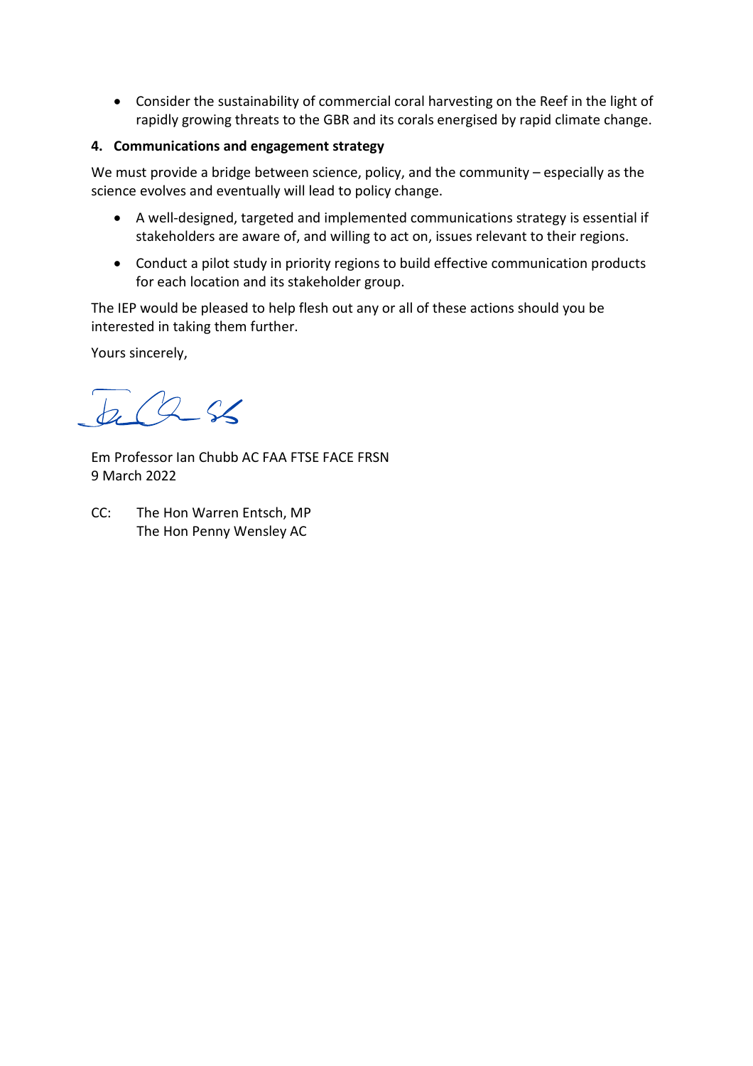- Consider the sustainability of commercial coral harvesting on the Reef in the light of rapidly growing threats to the GBR and its corals energised by rapid climate change.

**4. Communications and engagement strategy**

We must provide a bridge between science, policy, and the community – especially as the science evolves and eventually will lead to policy change.

- A well-designed, targeted and implemented communications strategy is essential if stakeholders are aware of, and willing to act on, issues relevant to their regions.
- Conduct a pilot study in priority regions to build effective communication products for each location and its stakeholder group.

The IEP would be pleased to help flesh out any or all of these actions should you be interested in taking them further.

Yours sincerely,

Em Professor Ian Chubb AC FAA FTSE FACE FRSN
9 March 2022

CC: The Hon Warren Entsch, MP
The Hon Penny Wensley AC